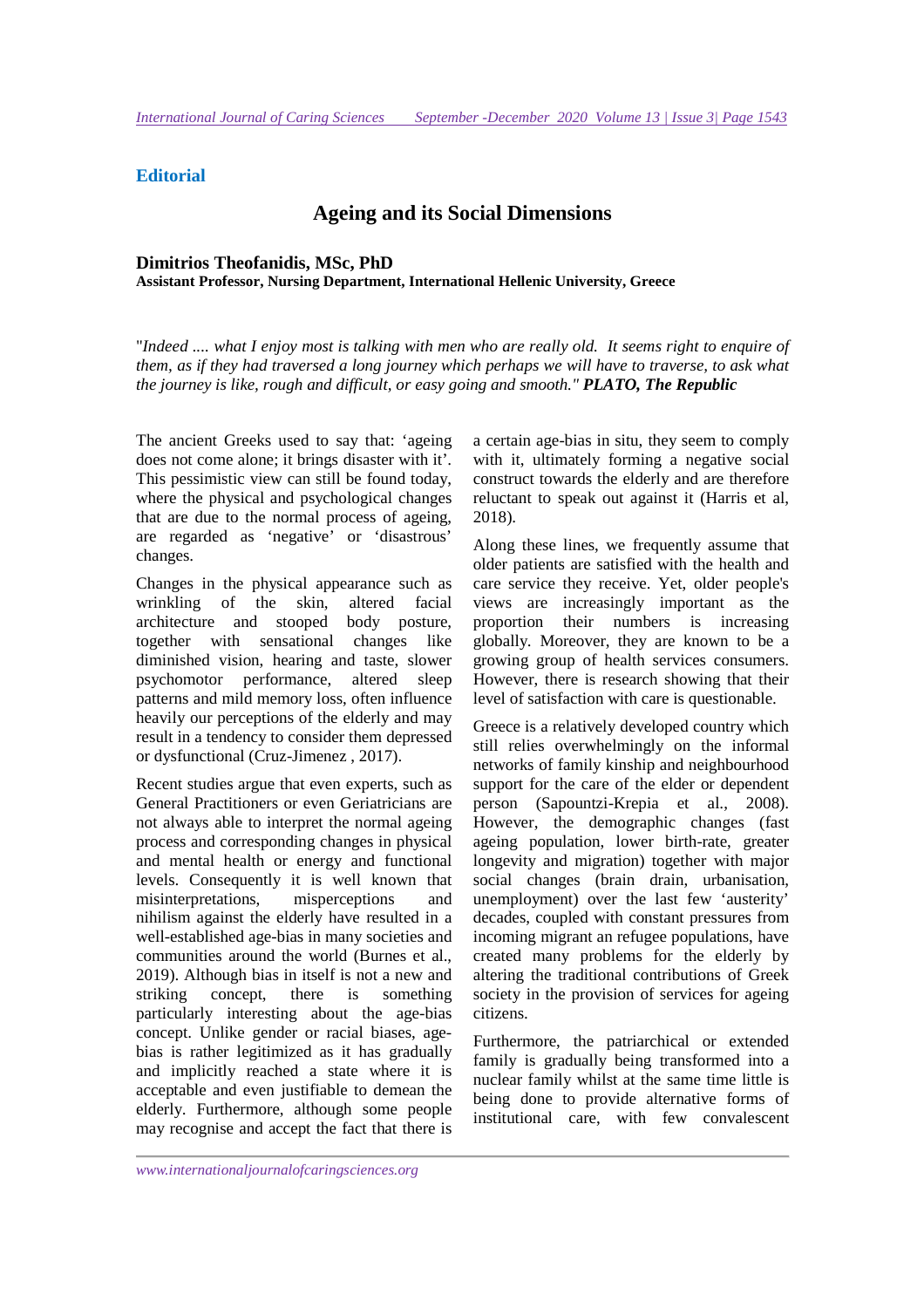**Editorial**

# Ageing and its Social Dimensions

**Dimitrios Theofanidis, MSc, PhD**

**Assistant Professor, Nursing Department, International Hellenic University, Greece**

"*Indeed .... what I enjoy most is talking with men who are really old. It seems right to enquire of them, as if they had traversed a long journey which perhaps we will have to traverse, to ask what the journey is like, rough and difficult, or easy going and smooth." **PLATO, The Republic***

The ancient Greeks used to say that: 'ageing does not come alone; it brings disaster with it'. This pessimistic view can still be found today, where the physical and psychological changes that are due to the normal process of ageing, are regarded as 'negative' or 'disastrous' changes.

Changes in the physical appearance such as wrinkling of the skin, altered facial architecture and stooped body posture, together with sensational changes like diminished vision, hearing and taste, slower psychomotor performance, altered sleep patterns and mild memory loss, often influence heavily our perceptions of the elderly and may result in a tendency to consider them depressed or dysfunctional (Cruz-Jimenez , 2017).

Recent studies argue that even experts, such as General Practitioners or even Geriatricians are not always able to interpret the normal ageing process and corresponding changes in physical and mental health or energy and functional levels. Consequently it is well known that misinterpretations, misperceptions and nihilism against the elderly have resulted in a well-established age-bias in many societies and communities around the world (Burnes et al., 2019). Although bias in itself is not a new and striking concept, there is something particularly interesting about the age-bias concept. Unlike gender or racial biases, age-bias is rather legitimized as it has gradually and implicitly reached a state where it is acceptable and even justifiable to demean the elderly. Furthermore, although some people may recognise and accept the fact that there is a certain age-bias in situ, they seem to comply with it, ultimately forming a negative social construct towards the elderly and are therefore reluctant to speak out against it (Harris et al, 2018).

Along these lines, we frequently assume that older patients are satisfied with the health and care service they receive. Yet, older people's views are increasingly important as the proportion their numbers is increasing globally. Moreover, they are known to be a growing group of health services consumers. However, there is research showing that their level of satisfaction with care is questionable.

Greece is a relatively developed country which still relies overwhelmingly on the informal networks of family kinship and neighbourhood support for the care of the elder or dependent person (Sapountzi-Krepia et al., 2008). However, the demographic changes (fast ageing population, lower birth-rate, greater longevity and migration) together with major social changes (brain drain, urbanisation, unemployment) over the last few 'austerity' decades, coupled with constant pressures from incoming migrant an refugee populations, have created many problems for the elderly by altering the traditional contributions of Greek society in the provision of services for ageing citizens.

Furthermore, the patriarchical or extended family is gradually being transformed into a nuclear family whilst at the same time little is being done to provide alternative forms of institutional care, with few convalescent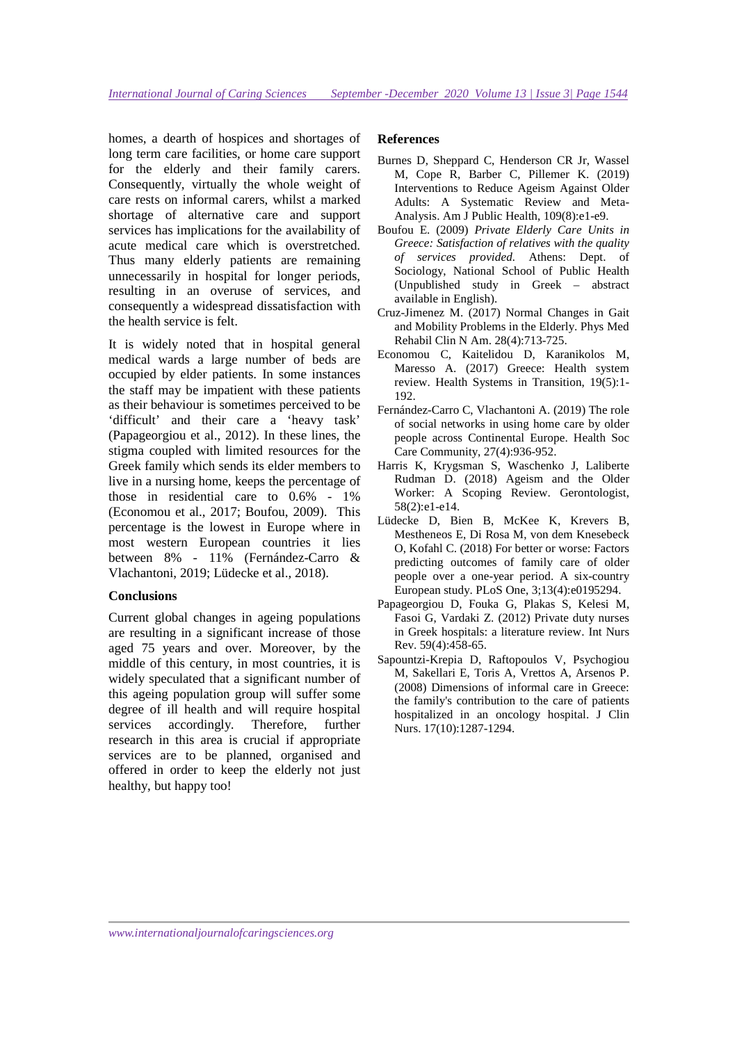homes, a dearth of hospices and shortages of long term care facilities, or home care support for the elderly and their family carers. Consequently, virtually the whole weight of care rests on informal carers, whilst a marked shortage of alternative care and support services has implications for the availability of acute medical care which is overstretched. Thus many elderly patients are remaining unnecessarily in hospital for longer periods, resulting in an overuse of services, and consequently a widespread dissatisfaction with the health service is felt.

It is widely noted that in hospital general medical wards a large number of beds are occupied by elder patients. In some instances the staff may be impatient with these patients as their behaviour is sometimes perceived to be 'difficult' and their care a 'heavy task' (Papageorgiou et al., 2012). In these lines, the stigma coupled with limited resources for the Greek family which sends its elder members to live in a nursing home, keeps the percentage of those in residential care to 0.6% - 1% (Economou et al., 2017; Boufou, 2009). This percentage is the lowest in Europe where in most western European countries it lies between 8% - 11% (Fernández-Carro & Vlachantoni, 2019; Lüdecke et al., 2018).

## Conclusions

Current global changes in ageing populations are resulting in a significant increase of those aged 75 years and over. Moreover, by the middle of this century, in most countries, it is widely speculated that a significant number of this ageing population group will suffer some degree of ill health and will require hospital services accordingly. Therefore, further research in this area is crucial if appropriate services are to be planned, organised and offered in order to keep the elderly not just healthy, but happy too!

## References

Burnes D, Sheppard C, Henderson CR Jr, Wassel M, Cope R, Barber C, Pillemer K. (2019) Interventions to Reduce Ageism Against Older Adults: A Systematic Review and Meta-Analysis. Am J Public Health, 109(8):e1-e9.

Boufou E. (2009) *Private Elderly Care Units in Greece: Satisfaction of relatives with the quality of services provided.* Athens: Dept. of Sociology, National School of Public Health (Unpublished study in Greek – abstract available in English).

Cruz-Jimenez M. (2017) Normal Changes in Gait and Mobility Problems in the Elderly. Phys Med Rehabil Clin N Am. 28(4):713-725.

Economou C, Kaitelidou D, Karanikolos M, Maresso A. (2017) Greece: Health system review. Health Systems in Transition, 19(5):1-192.

Fernández-Carro C, Vlachantoni A. (2019) The role of social networks in using home care by older people across Continental Europe. Health Soc Care Community, 27(4):936-952.

Harris K, Krygsman S, Waschenko J, Laliberte Rudman D. (2018) Ageism and the Older Worker: A Scoping Review. Gerontologist, 58(2):e1-e14.

Lüdecke D, Bien B, McKee K, Krevers B, Mestheneos E, Di Rosa M, von dem Knesebeck O, Kofahl C. (2018) For better or worse: Factors predicting outcomes of family care of older people over a one-year period. A six-country European study. PLoS One, 3;13(4):e0195294.

Papageorgiou D, Fouka G, Plakas S, Kelesi M, Fasoi G, Vardaki Z. (2012) Private duty nurses in Greek hospitals: a literature review. Int Nurs Rev. 59(4):458-65.

Sapountzi-Krepia D, Raftopoulos V, Psychogiou M, Sakellari E, Toris A, Vrettos A, Arsenos P. (2008) Dimensions of informal care in Greece: the family's contribution to the care of patients hospitalized in an oncology hospital. J Clin Nurs. 17(10):1287-1294.